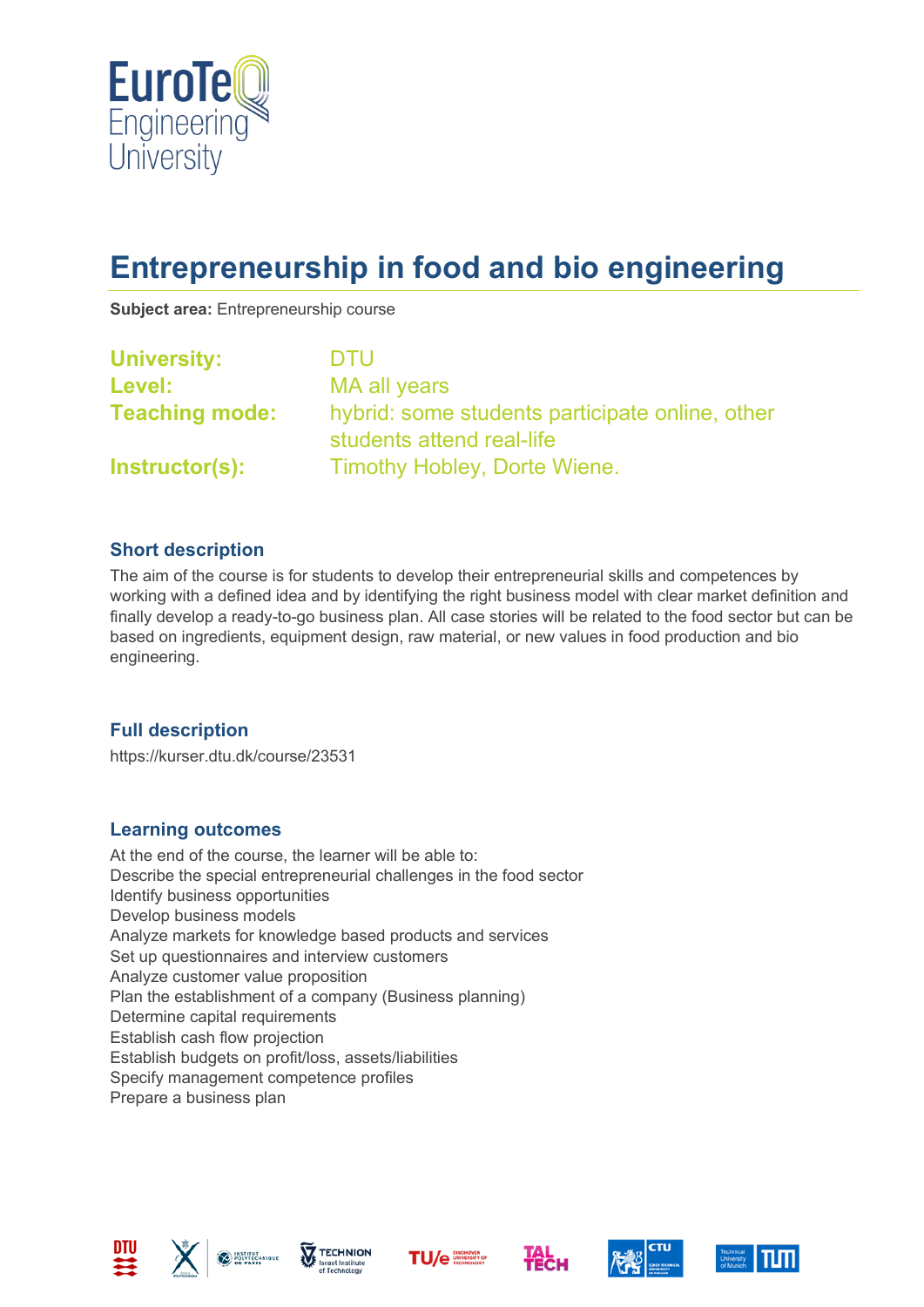# Entrepreneurship in food and bio engineering

**Subject area:** Entrepreneurship course

**University:** DTU
**Level:** MA all years
**Teaching mode:** hybrid: some students participate online, other students attend real-life
**Instructor(s):** Timothy Hobley, Dorte Wiene.

## Short description

The aim of the course is for students to develop their entrepreneurial skills and competences by working with a defined idea and by identifying the right business model with clear market definition and finally develop a ready-to-go business plan. All case stories will be related to the food sector but can be based on ingredients, equipment design, raw material, or new values in food production and bio engineering.

## Full description

https://kurser.dtu.dk/course/23531

## Learning outcomes

At the end of the course, the learner will be able to:
Describe the special entrepreneurial challenges in the food sector
Identify business opportunities
Develop business models
Analyze markets for knowledge based products and services
Set up questionnaires and interview customers
Analyze customer value proposition
Plan the establishment of a company (Business planning)
Determine capital requirements
Establish cash flow projection
Establish budgets on profit/loss, assets/liabilities
Specify management competence profiles
Prepare a business plan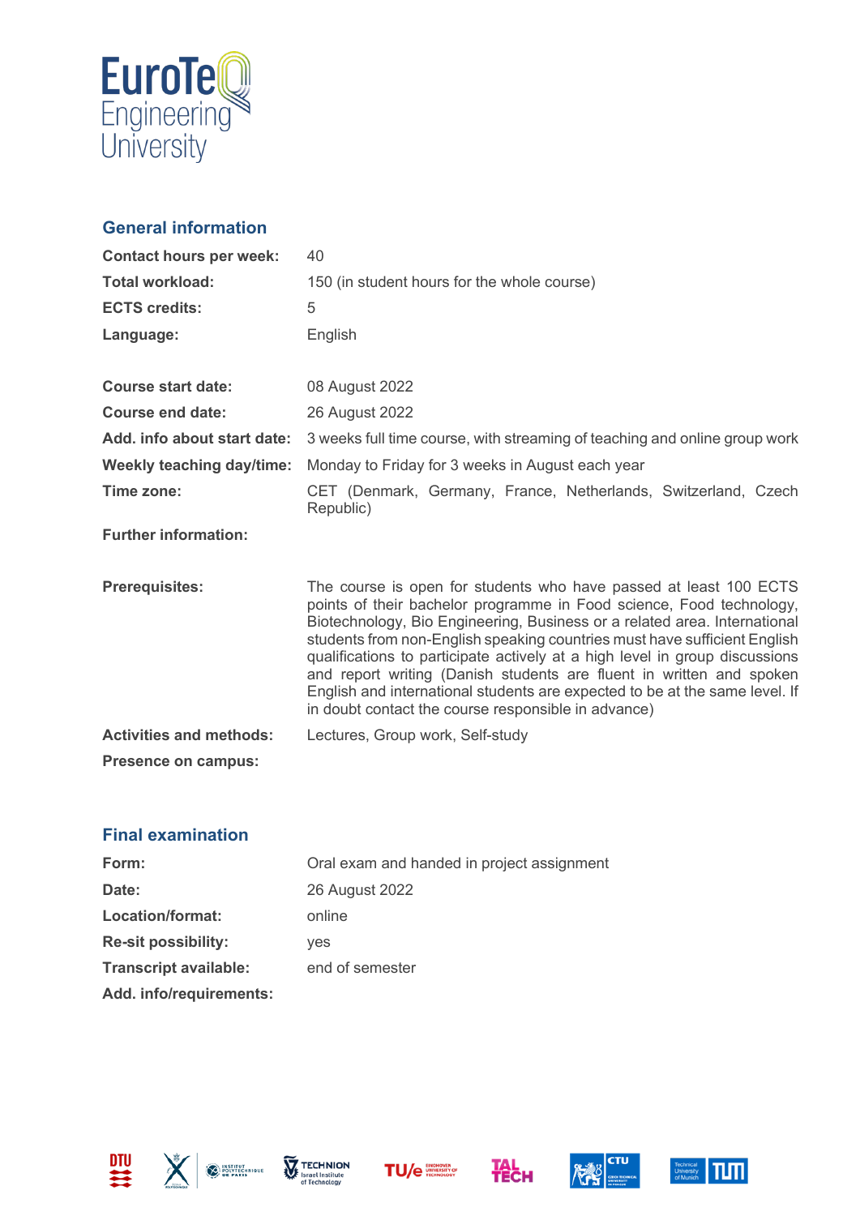## General information

| | |
|---|---|
| **Contact hours per week:** | 40 |
| **Total workload:** | 150 (in student hours for the whole course) |
| **ECTS credits:** | 5 |
| **Language:** | English |
| | |
| **Course start date:** | 08 August 2022 |
| **Course end date:** | 26 August 2022 |
| **Add. info about start date:** | 3 weeks full time course, with streaming of teaching and online group work |
| **Weekly teaching day/time:** | Monday to Friday for 3 weeks in August each year |
| **Time zone:** | CET (Denmark, Germany, France, Netherlands, Switzerland, Czech Republic) |
| **Further information:** | |
| | |
| **Prerequisites:** | The course is open for students who have passed at least 100 ECTS points of their bachelor programme in Food science, Food technology, Biotechnology, Bio Engineering, Business or a related area. International students from non-English speaking countries must have sufficient English qualifications to participate actively at a high level in group discussions and report writing (Danish students are fluent in written and spoken English and international students are expected to be at the same level. If in doubt contact the course responsible in advance) |
| **Activities and methods:** | Lectures, Group work, Self-study |
| **Presence on campus:** | |

## Final examination

| | |
|---|---|
| **Form:** | Oral exam and handed in project assignment |
| **Date:** | 26 August 2022 |
| **Location/format:** | online |
| **Re-sit possibility:** | yes |
| **Transcript available:** | end of semester |
| **Add. info/requirements:** | |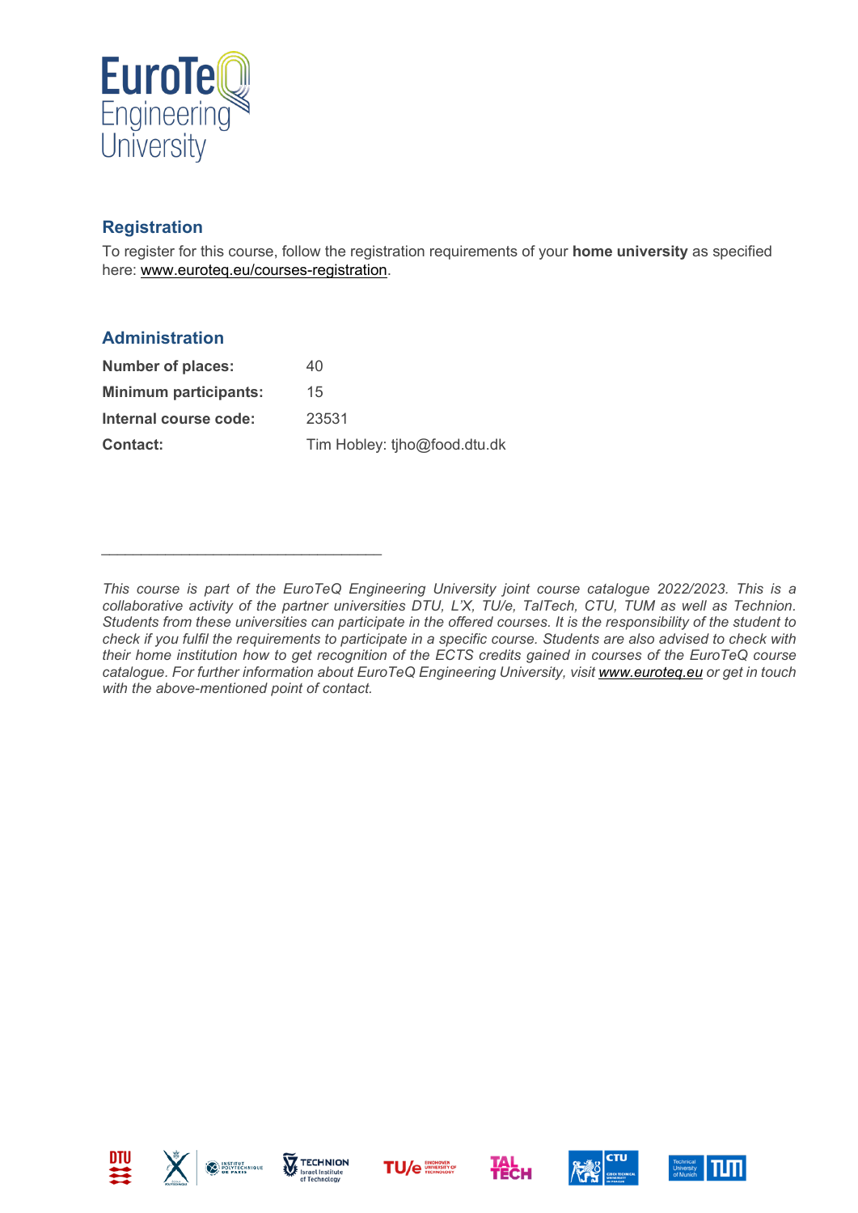## Registration

To register for this course, follow the registration requirements of your **home university** as specified here: www.euroteq.eu/courses-registration.

## Administration

| | |
|---|---|
| **Number of places:** | 40 |
| **Minimum participants:** | 15 |
| **Internal course code:** | 23531 |
| **Contact:** | Tim Hobley: tjho@food.dtu.dk |

---

*This course is part of the EuroTeQ Engineering University joint course catalogue 2022/2023. This is a collaborative activity of the partner universities DTU, L'X, TU/e, TalTech, CTU, TUM as well as Technion. Students from these universities can participate in the offered courses. It is the responsibility of the student to check if you fulfil the requirements to participate in a specific course. Students are also advised to check with their home institution how to get recognition of the ECTS credits gained in courses of the EuroTeQ course catalogue. For further information about EuroTeQ Engineering University, visit www.euroteq.eu or get in touch with the above-mentioned point of contact.*